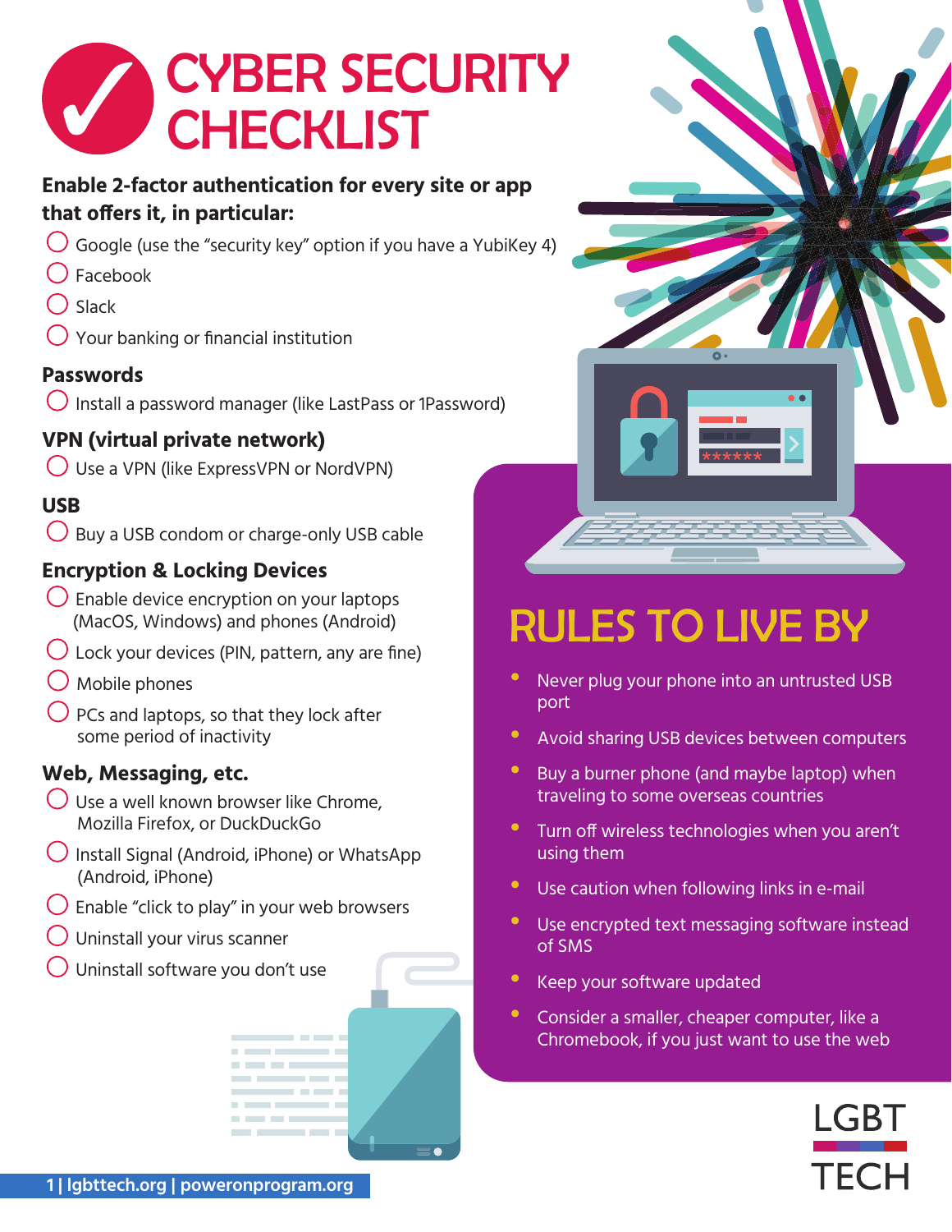# CYBER SECURITY CHECKLIST

**Enable 2-factor authentication for every site or app that offers it, in particular:**

- ◯ Google (use the "security key" option if you have a YubiKey 4)
- ◯ Facebook
- ◯ Slack
- ◯ Your banking or financial institution

## Passwords

- ◯ Install a password manager (like LastPass or 1Password)

## VPN (virtual private network)

- ◯ Use a VPN (like ExpressVPN or NordVPN)

## USB

- ◯ Buy a USB condom or charge-only USB cable

## Encryption & Locking Devices

- ◯ Enable device encryption on your laptops (MacOS, Windows) and phones (Android)
- ◯ Lock your devices (PIN, pattern, any are fine)
- ◯ Mobile phones
- ◯ PCs and laptops, so that they lock after some period of inactivity

## Web, Messaging, etc.

- ◯ Use a well known browser like Chrome, Mozilla Firefox, or DuckDuckGo
- ◯ Install Signal (Android, iPhone) or WhatsApp (Android, iPhone)
- ◯ Enable "click to play" in your web browsers
- ◯ Uninstall your virus scanner
- ◯ Uninstall software you don't use

## RULES TO LIVE BY

- Never plug your phone into an untrusted USB port
- Avoid sharing USB devices between computers
- Buy a burner phone (and maybe laptop) when traveling to some overseas countries
- Turn off wireless technologies when you aren't using them
- Use caution when following links in e-mail
- Use encrypted text messaging software instead of SMS
- Keep your software updated
- Consider a smaller, cheaper computer, like a Chromebook, if you just want to use the web

LGBT TECH

lgbttech.org | poweronprogram.org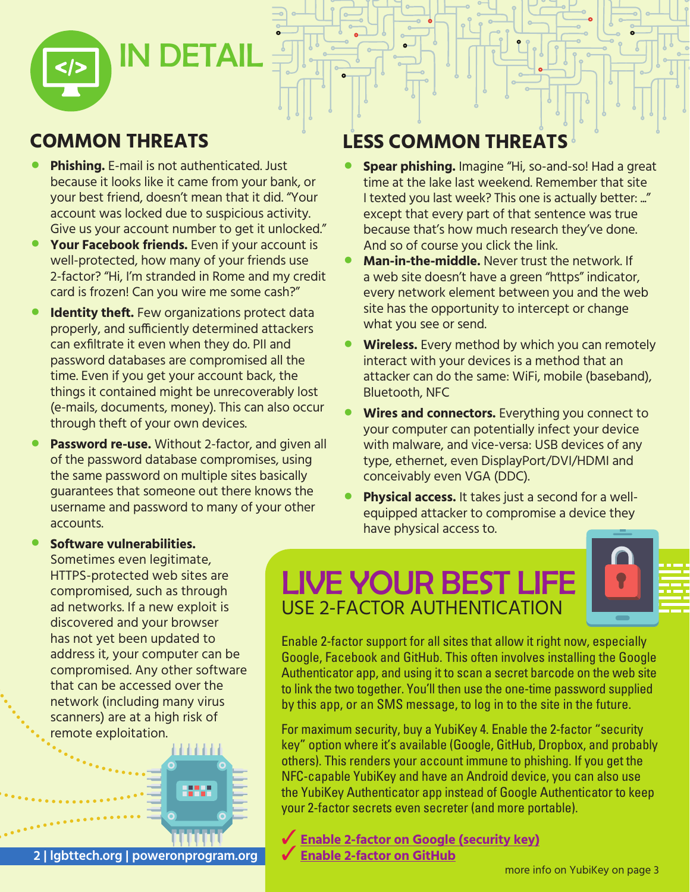# IN DETAIL

## COMMON THREATS

- **Phishing.** E-mail is not authenticated. Just because it looks like it came from your bank, or your best friend, doesn't mean that it did. "Your account was locked due to suspicious activity. Give us your account number to get it unlocked."
- **Your Facebook friends.** Even if your account is well-protected, how many of your friends use 2-factor? "Hi, I'm stranded in Rome and my credit card is frozen! Can you wire me some cash?"
- **Identity theft.** Few organizations protect data properly, and sufficiently determined attackers can exfiltrate it even when they do. PII and password databases are compromised all the time. Even if you get your account back, the things it contained might be unrecoverably lost (e-mails, documents, money). This can also occur through theft of your own devices.
- **Password re-use.** Without 2-factor, and given all of the password database compromises, using the same password on multiple sites basically guarantees that someone out there knows the username and password to many of your other accounts.
- **Software vulnerabilities.** Sometimes even legitimate, HTTPS-protected web sites are compromised, such as through ad networks. If a new exploit is discovered and your browser has not yet been updated to address it, your computer can be compromised. Any other software that can be accessed over the network (including many virus scanners) are at a high risk of remote exploitation.

## LESS COMMON THREATS

- **Spear phishing.** Imagine "Hi, so-and-so! Had a great time at the lake last weekend. Remember that site I texted you last week? This one is actually better: …" except that every part of that sentence was true because that's how much research they've done. And so of course you click the link.
- **Man-in-the-middle.** Never trust the network. If a web site doesn't have a green "https" indicator, every network element between you and the web site has the opportunity to intercept or change what you see or send.
- **Wireless.** Every method by which you can remotely interact with your devices is a method that an attacker can do the same: WiFi, mobile (baseband), Bluetooth, NFC
- **Wires and connectors.** Everything you connect to your computer can potentially infect your device with malware, and vice-versa: USB devices of any type, ethernet, even DisplayPort/DVI/HDMI and conceivably even VGA (DDC).
- **Physical access.** It takes just a second for a well-equipped attacker to compromise a device they have physical access to.

## LIVE YOUR BEST LIFE

### USE 2-FACTOR AUTHENTICATION

Enable 2-factor support for all sites that allow it right now, especially Google, Facebook and GitHub. This often involves installing the Google Authenticator app, and using it to scan a secret barcode on the web site to link the two together. You'll then use the one-time password supplied by this app, or an SMS message, to log in to the site in the future.

For maximum security, buy a YubiKey 4. Enable the 2-factor "security key" option where it's available (Google, GitHub, Dropbox, and probably others). This renders your account immune to phishing. If you get the NFC-capable YubiKey and have an Android device, you can also use the YubiKey Authenticator app instead of Google Authenticator to keep your 2-factor secrets even secreter (and more portable).

✓ Enable 2-factor on Google (security key)
✓ Enable 2-factor on GitHub

more info on YubiKey on page 3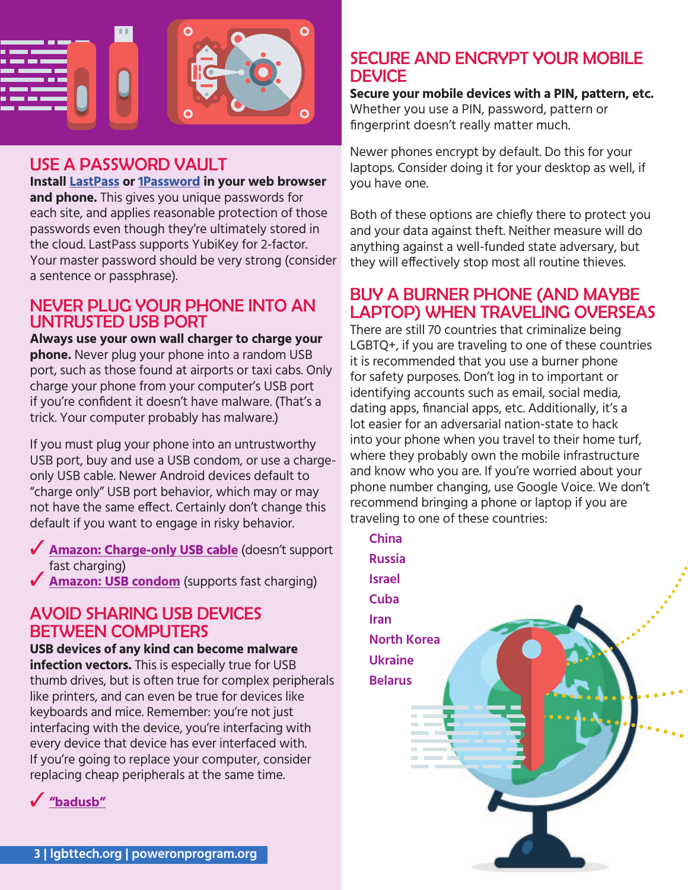## USE A PASSWORD VAULT

**Install LastPass or 1Password in your web browser and phone.** This gives you unique passwords for each site, and applies reasonable protection of those passwords even though they're ultimately stored in the cloud. LastPass supports YubiKey for 2-factor. Your master password should be very strong (consider a sentence or passphrase).

## NEVER PLUG YOUR PHONE INTO AN UNTRUSTED USB PORT

**Always use your own wall charger to charge your phone.** Never plug your phone into a random USB port, such as those found at airports or taxi cabs. Only charge your phone from your computer's USB port if you're confident it doesn't have malware. (That's a trick. Your computer probably has malware.)

If you must plug your phone into an untrustworthy USB port, buy and use a USB condom, or use a charge-only USB cable. Newer Android devices default to "charge only" USB port behavior, which may or may not have the same effect. Certainly don't change this default if you want to engage in risky behavior.

- ✓ **Amazon: Charge-only USB cable** (doesn't support fast charging)
- ✓ **Amazon: USB condom** (supports fast charging)

## AVOID SHARING USB DEVICES BETWEEN COMPUTERS

**USB devices of any kind can become malware infection vectors.** This is especially true for USB thumb drives, but is often true for complex peripherals like printers, and can even be true for devices like keyboards and mice. Remember: you're not just interfacing with the device, you're interfacing with every device that device has ever interfaced with. If you're going to replace your computer, consider replacing cheap peripherals at the same time.

- ✓ **"badusb"**

## SECURE AND ENCRYPT YOUR MOBILE DEVICE

**Secure your mobile devices with a PIN, pattern, etc.** Whether you use a PIN, password, pattern or fingerprint doesn't really matter much.

Newer phones encrypt by default. Do this for your laptops. Consider doing it for your desktop as well, if you have one.

Both of these options are chiefly there to protect you and your data against theft. Neither measure will do anything against a well-funded state adversary, but they will effectively stop most all routine thieves.

## BUY A BURNER PHONE (AND MAYBE LAPTOP) WHEN TRAVELING OVERSEAS

There are still 70 countries that criminalize being LGBTQ+, if you are traveling to one of these countries it is recommended that you use a burner phone for safety purposes. Don't log in to important or identifying accounts such as email, social media, dating apps, financial apps, etc. Additionally, it's a lot easier for an adversarial nation-state to hack into your phone when you travel to their home turf, where they probably own the mobile infrastructure and know who you are. If you're worried about your phone number changing, use Google Voice. We don't recommend bringing a phone or laptop if you are traveling to one of these countries:

- **China**
- **Russia**
- **Israel**
- **Cuba**
- **Iran**
- **North Korea**
- **Ukraine**
- **Belarus**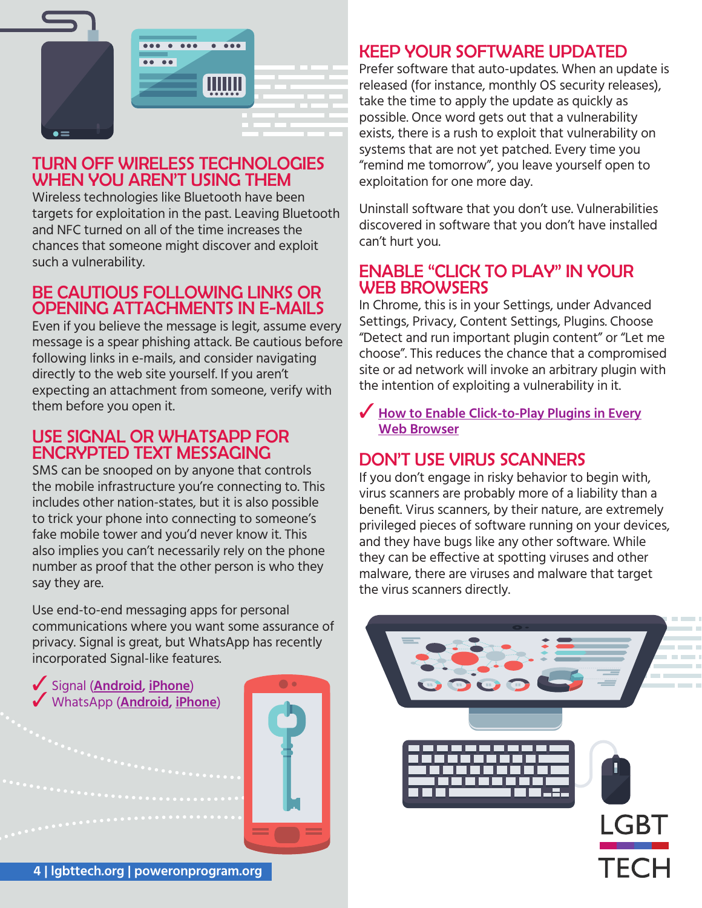## TURN OFF WIRELESS TECHNOLOGIES WHEN YOU AREN'T USING THEM

Wireless technologies like Bluetooth have been targets for exploitation in the past. Leaving Bluetooth and NFC turned on all of the time increases the chances that someone might discover and exploit such a vulnerability.

## BE CAUTIOUS FOLLOWING LINKS OR OPENING ATTACHMENTS IN E-MAILS

Even if you believe the message is legit, assume every message is a spear phishing attack. Be cautious before following links in e-mails, and consider navigating directly to the web site yourself. If you aren't expecting an attachment from someone, verify with them before you open it.

## USE SIGNAL OR WHATSAPP FOR ENCRYPTED TEXT MESSAGING

SMS can be snooped on by anyone that controls the mobile infrastructure you're connecting to. This includes other nation-states, but it is also possible to trick your phone into connecting to someone's fake mobile tower and you'd never know it. This also implies you can't necessarily rely on the phone number as proof that the other person is who they say they are.

Use end-to-end messaging apps for personal communications where you want some assurance of privacy. Signal is great, but WhatsApp has recently incorporated Signal-like features.

✓ Signal (**Android**, **iPhone**)
✓ WhatsApp (**Android**, **iPhone**)

## KEEP YOUR SOFTWARE UPDATED

Prefer software that auto-updates. When an update is released (for instance, monthly OS security releases), take the time to apply the update as quickly as possible. Once word gets out that a vulnerability exists, there is a rush to exploit that vulnerability on systems that are not yet patched. Every time you "remind me tomorrow", you leave yourself open to exploitation for one more day.

Uninstall software that you don't use. Vulnerabilities discovered in software that you don't have installed can't hurt you.

## ENABLE "CLICK TO PLAY" IN YOUR WEB BROWSERS

In Chrome, this is in your Settings, under Advanced Settings, Privacy, Content Settings, Plugins. Choose "Detect and run important plugin content" or "Let me choose". This reduces the chance that a compromised site or ad network will invoke an arbitrary plugin with the intention of exploiting a vulnerability in it.

✓ **How to Enable Click-to-Play Plugins in Every Web Browser**

## DON'T USE VIRUS SCANNERS

If you don't engage in risky behavior to begin with, virus scanners are probably more of a liability than a benefit. Virus scanners, by their nature, are extremely privileged pieces of software running on your devices, and they have bugs like any other software. While they can be effective at spotting viruses and other malware, there are viruses and malware that target the virus scanners directly.

LGBT TECH